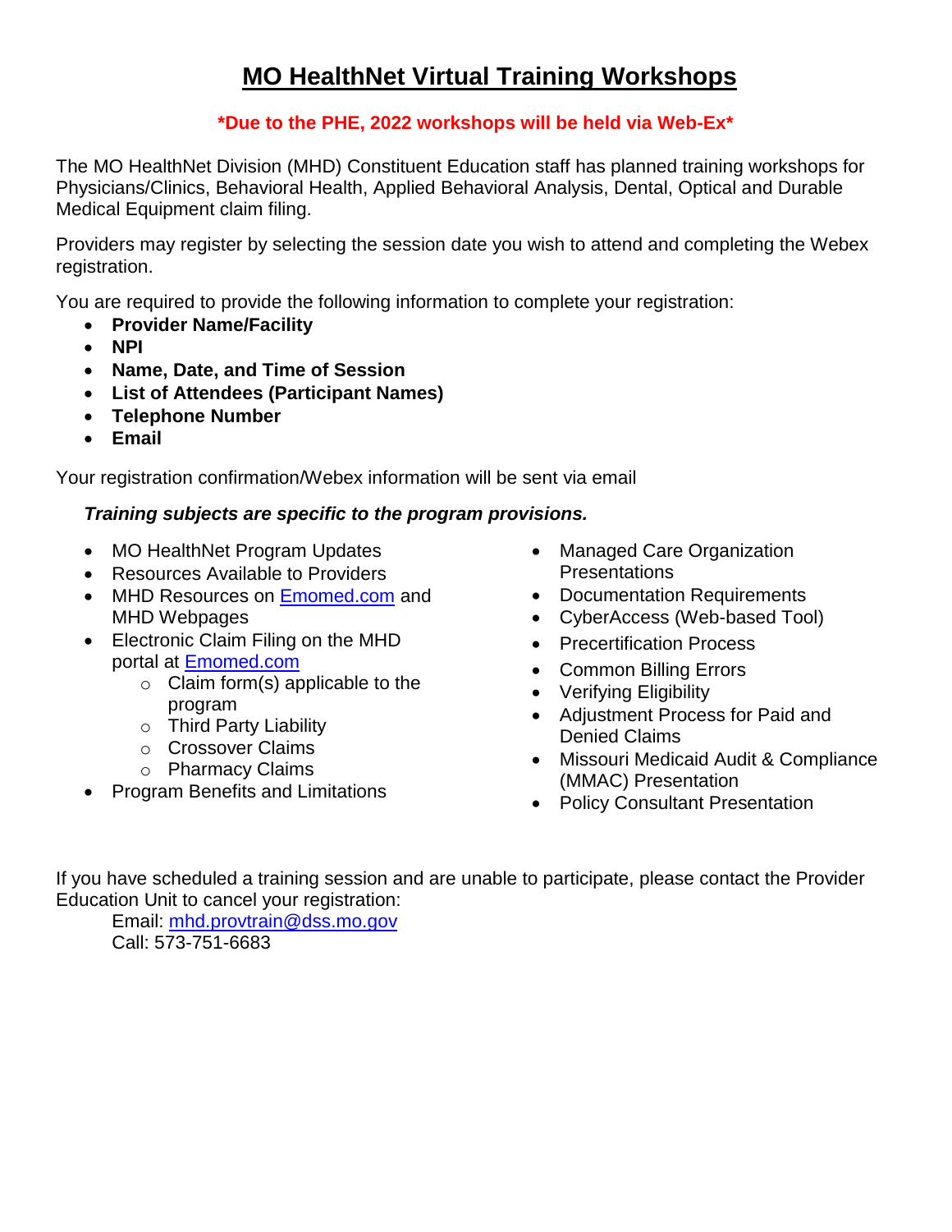# MO HealthNet Virtual Training Workshops

**\*Due to the PHE, 2022 workshops will be held via Web-Ex\***

The MO HealthNet Division (MHD) Constituent Education staff has planned training workshops for Physicians/Clinics, Behavioral Health, Applied Behavioral Analysis, Dental, Optical and Durable Medical Equipment claim filing.

Providers may register by selecting the session date you wish to attend and completing the Webex registration.

You are required to provide the following information to complete your registration:

- **Provider Name/Facility**
- **NPI**
- **Name, Date, and Time of Session**
- **List of Attendees (Participant Names)**
- **Telephone Number**
- **Email**

Your registration confirmation/Webex information will be sent via email

***Training subjects are specific to the program provisions.***

- MO HealthNet Program Updates
- Resources Available to Providers
- MHD Resources on [Emomed.com](Emomed.com) and MHD Webpages
- Electronic Claim Filing on the MHD portal at [Emomed.com](Emomed.com)
  - Claim form(s) applicable to the program
  - Third Party Liability
  - Crossover Claims
  - Pharmacy Claims
- Program Benefits and Limitations
- Managed Care Organization Presentations
- Documentation Requirements
- CyberAccess (Web-based Tool)
- Precertification Process
- Common Billing Errors
- Verifying Eligibility
- Adjustment Process for Paid and Denied Claims
- Missouri Medicaid Audit & Compliance (MMAC) Presentation
- Policy Consultant Presentation

If you have scheduled a training session and are unable to participate, please contact the Provider Education Unit to cancel your registration:

Email: [mhd.provtrain@dss.mo.gov](mailto:mhd.provtrain@dss.mo.gov)
Call: 573-751-6683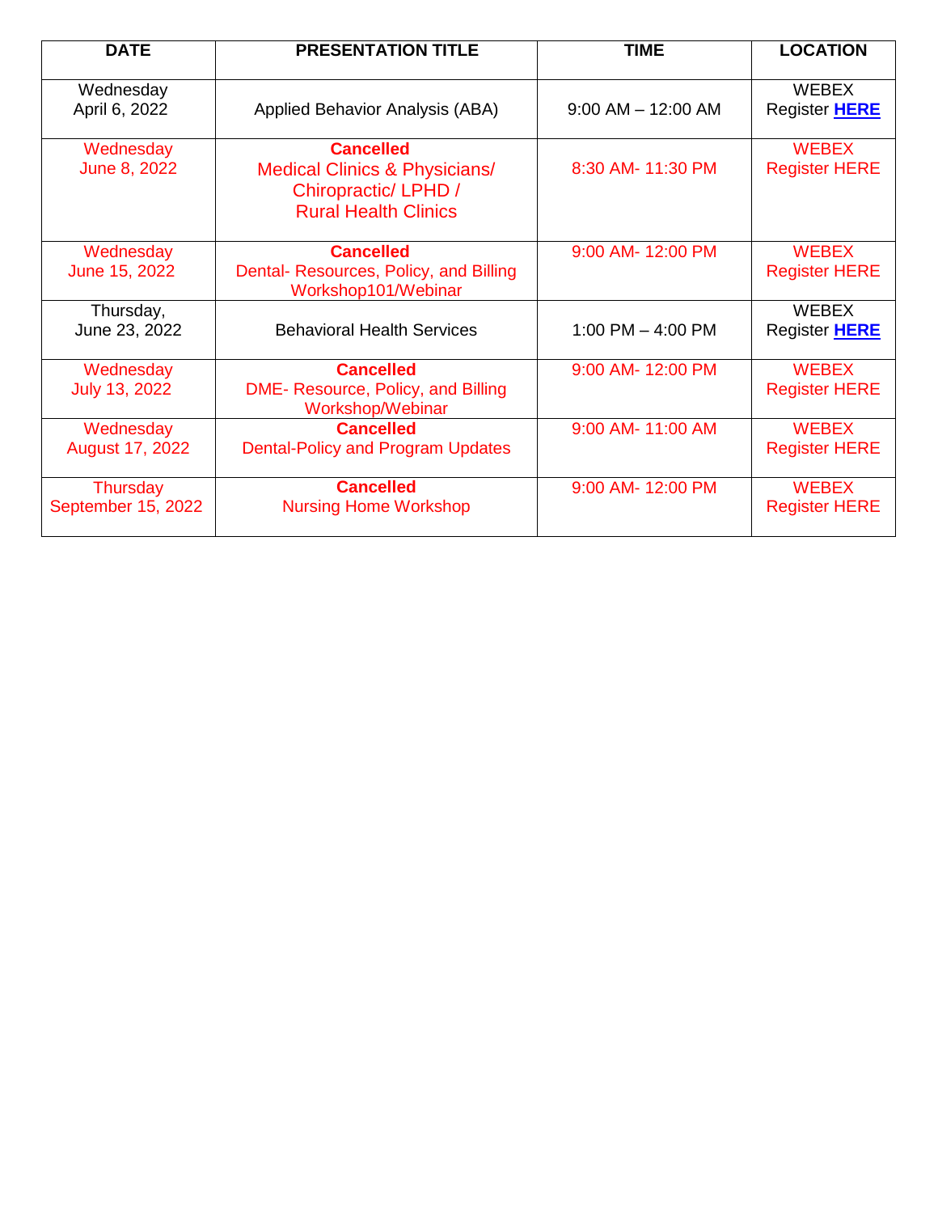| DATE | PRESENTATION TITLE | TIME | LOCATION |
| --- | --- | --- | --- |
| Wednesday April 6, 2022 | Applied Behavior Analysis (ABA) | 9:00 AM – 12:00 AM | WEBEX Register **HERE** |
| Wednesday June 8, 2022 | **Cancelled** Medical Clinics & Physicians/ Chiropractic/ LPHD / Rural Health Clinics | 8:30 AM- 11:30 PM | WEBEX Register HERE |
| Wednesday June 15, 2022 | **Cancelled** Dental- Resources, Policy, and Billing Workshop101/Webinar | 9:00 AM- 12:00 PM | WEBEX Register HERE |
| Thursday, June 23, 2022 | Behavioral Health Services | 1:00 PM – 4:00 PM | WEBEX Register **HERE** |
| Wednesday July 13, 2022 | **Cancelled** DME- Resource, Policy, and Billing Workshop/Webinar | 9:00 AM- 12:00 PM | WEBEX Register HERE |
| Wednesday August 17, 2022 | **Cancelled** Dental-Policy and Program Updates | 9:00 AM- 11:00 AM | WEBEX Register HERE |
| Thursday September 15, 2022 | **Cancelled** Nursing Home Workshop | 9:00 AM- 12:00 PM | WEBEX Register HERE |